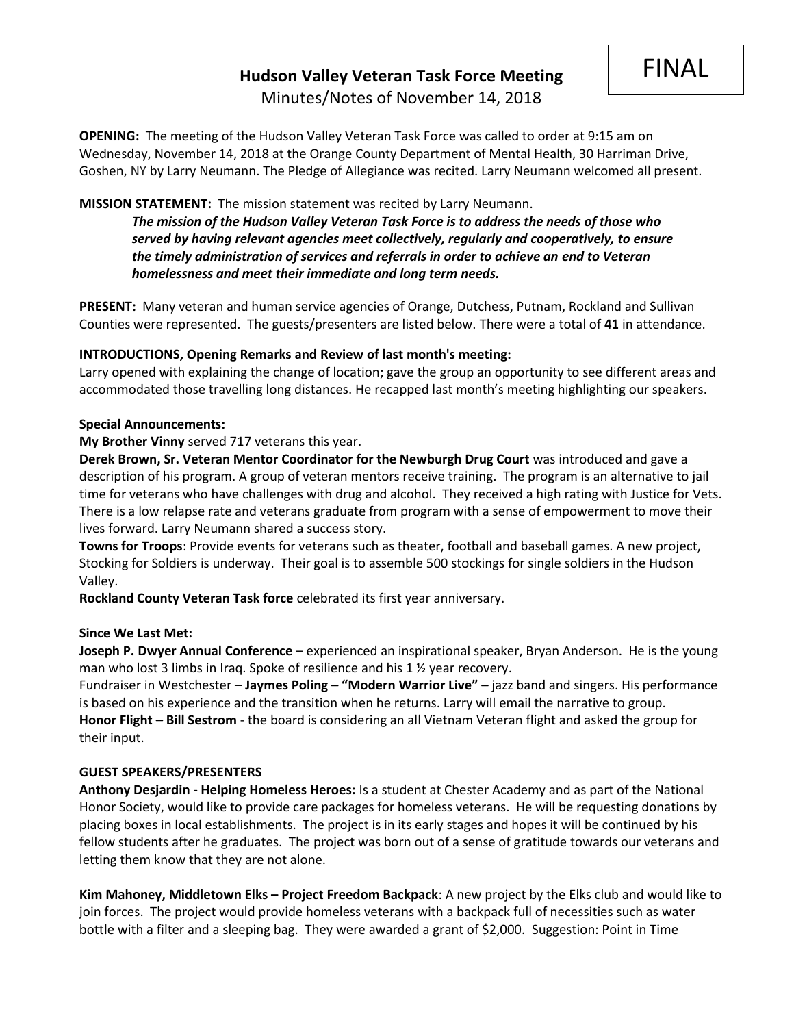FINAL

# Hudson Valley Veteran Task Force Meeting

Minutes/Notes of November 14, 2018

**OPENING:** The meeting of the Hudson Valley Veteran Task Force was called to order at 9:15 am on Wednesday, November 14, 2018 at the Orange County Department of Mental Health, 30 Harriman Drive, Goshen, NY by Larry Neumann. The Pledge of Allegiance was recited. Larry Neumann welcomed all present.

**MISSION STATEMENT:** The mission statement was recited by Larry Neumann.

> ***The mission of the Hudson Valley Veteran Task Force is to address the needs of those who served by having relevant agencies meet collectively, regularly and cooperatively, to ensure the timely administration of services and referrals in order to achieve an end to Veteran homelessness and meet their immediate and long term needs.***

**PRESENT:** Many veteran and human service agencies of Orange, Dutchess, Putnam, Rockland and Sullivan Counties were represented. The guests/presenters are listed below. There were a total of **41** in attendance.

**INTRODUCTIONS, Opening Remarks and Review of last month's meeting:**

Larry opened with explaining the change of location; gave the group an opportunity to see different areas and accommodated those travelling long distances. He recapped last month's meeting highlighting our speakers.

**Special Announcements:**

**My Brother Vinny** served 717 veterans this year.

**Derek Brown, Sr. Veteran Mentor Coordinator for the Newburgh Drug Court** was introduced and gave a description of his program. A group of veteran mentors receive training. The program is an alternative to jail time for veterans who have challenges with drug and alcohol. They received a high rating with Justice for Vets. There is a low relapse rate and veterans graduate from program with a sense of empowerment to move their lives forward. Larry Neumann shared a success story.

**Towns for Troops**: Provide events for veterans such as theater, football and baseball games. A new project, Stocking for Soldiers is underway. Their goal is to assemble 500 stockings for single soldiers in the Hudson Valley.

**Rockland County Veteran Task force** celebrated its first year anniversary.

**Since We Last Met:**

**Joseph P. Dwyer Annual Conference** – experienced an inspirational speaker, Bryan Anderson. He is the young man who lost 3 limbs in Iraq. Spoke of resilience and his 1 ½ year recovery.

Fundraiser in Westchester – **Jaymes Poling – "Modern Warrior Live" –** jazz band and singers. His performance is based on his experience and the transition when he returns. Larry will email the narrative to group.

**Honor Flight – Bill Sestrom** - the board is considering an all Vietnam Veteran flight and asked the group for their input.

**GUEST SPEAKERS/PRESENTERS**

**Anthony Desjardin - Helping Homeless Heroes:** Is a student at Chester Academy and as part of the National Honor Society, would like to provide care packages for homeless veterans. He will be requesting donations by placing boxes in local establishments. The project is in its early stages and hopes it will be continued by his fellow students after he graduates. The project was born out of a sense of gratitude towards our veterans and letting them know that they are not alone.

**Kim Mahoney, Middletown Elks – Project Freedom Backpack**: A new project by the Elks club and would like to join forces. The project would provide homeless veterans with a backpack full of necessities such as water bottle with a filter and a sleeping bag. They were awarded a grant of $2,000. Suggestion: Point in Time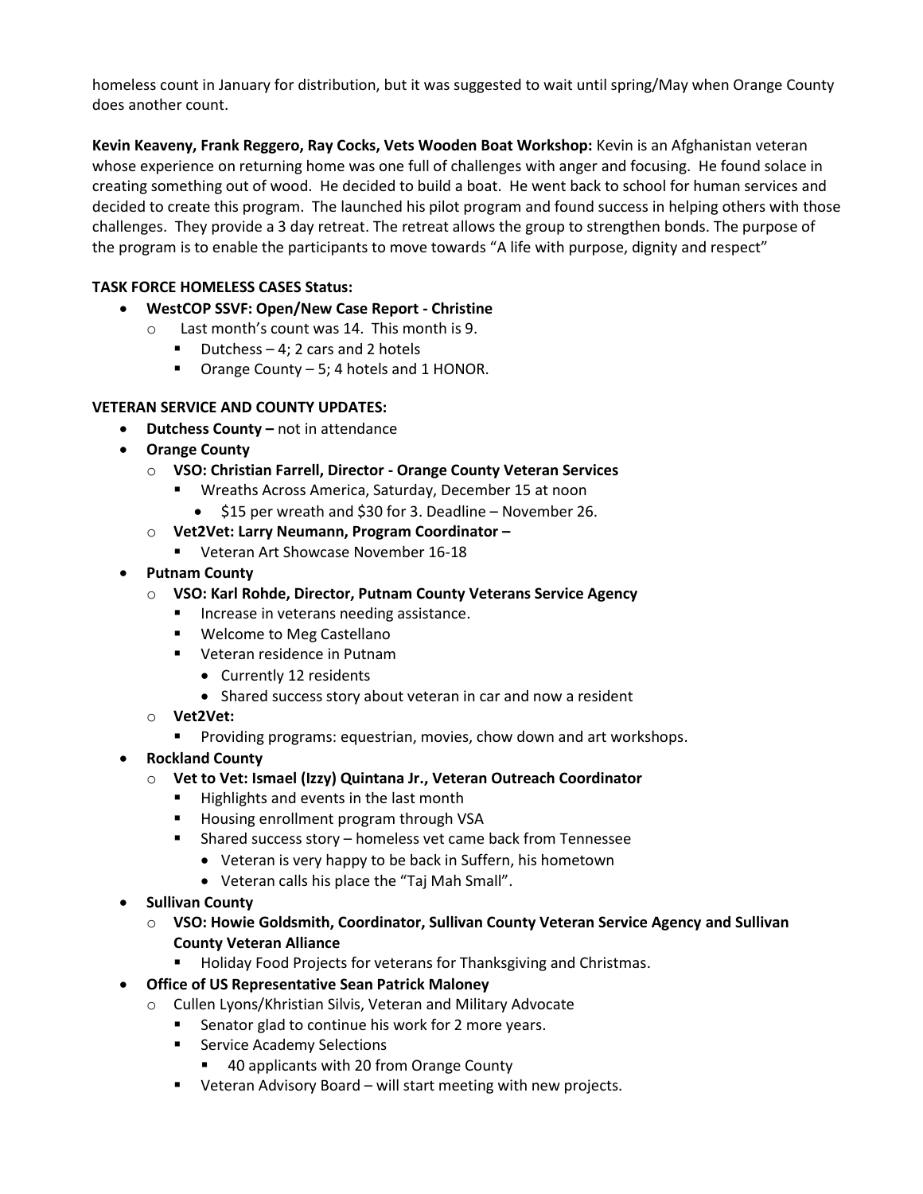homeless count in January for distribution, but it was suggested to wait until spring/May when Orange County does another count.

**Kevin Keaveny, Frank Reggero, Ray Cocks, Vets Wooden Boat Workshop:** Kevin is an Afghanistan veteran whose experience on returning home was one full of challenges with anger and focusing. He found solace in creating something out of wood. He decided to build a boat. He went back to school for human services and decided to create this program. The launched his pilot program and found success in helping others with those challenges. They provide a 3 day retreat. The retreat allows the group to strengthen bonds. The purpose of the program is to enable the participants to move towards "A life with purpose, dignity and respect"

**TASK FORCE HOMELESS CASES Status:**

- **WestCOP SSVF: Open/New Case Report - Christine**
  - Last month's count was 14. This month is 9.
    - Dutchess – 4; 2 cars and 2 hotels
    - Orange County – 5; 4 hotels and 1 HONOR.

**VETERAN SERVICE AND COUNTY UPDATES:**

- **Dutchess County –** not in attendance
- **Orange County**
  - **VSO: Christian Farrell, Director - Orange County Veteran Services**
    - Wreaths Across America, Saturday, December 15 at noon
      - $15 per wreath and $30 for 3. Deadline – November 26.
  - **Vet2Vet: Larry Neumann, Program Coordinator –**
    - Veteran Art Showcase November 16-18
- **Putnam County**
  - **VSO: Karl Rohde, Director, Putnam County Veterans Service Agency**
    - Increase in veterans needing assistance.
    - Welcome to Meg Castellano
    - Veteran residence in Putnam
      - Currently 12 residents
      - Shared success story about veteran in car and now a resident
  - **Vet2Vet:**
    - Providing programs: equestrian, movies, chow down and art workshops.
- **Rockland County**
  - **Vet to Vet: Ismael (Izzy) Quintana Jr., Veteran Outreach Coordinator**
    - Highlights and events in the last month
    - Housing enrollment program through VSA
    - Shared success story – homeless vet came back from Tennessee
      - Veteran is very happy to be back in Suffern, his hometown
      - Veteran calls his place the "Taj Mah Small".
- **Sullivan County**
  - **VSO: Howie Goldsmith, Coordinator, Sullivan County Veteran Service Agency and Sullivan County Veteran Alliance**
    - Holiday Food Projects for veterans for Thanksgiving and Christmas.
- **Office of US Representative Sean Patrick Maloney**
  - Cullen Lyons/Khristian Silvis, Veteran and Military Advocate
    - Senator glad to continue his work for 2 more years.
    - Service Academy Selections
      - 40 applicants with 20 from Orange County
    - Veteran Advisory Board – will start meeting with new projects.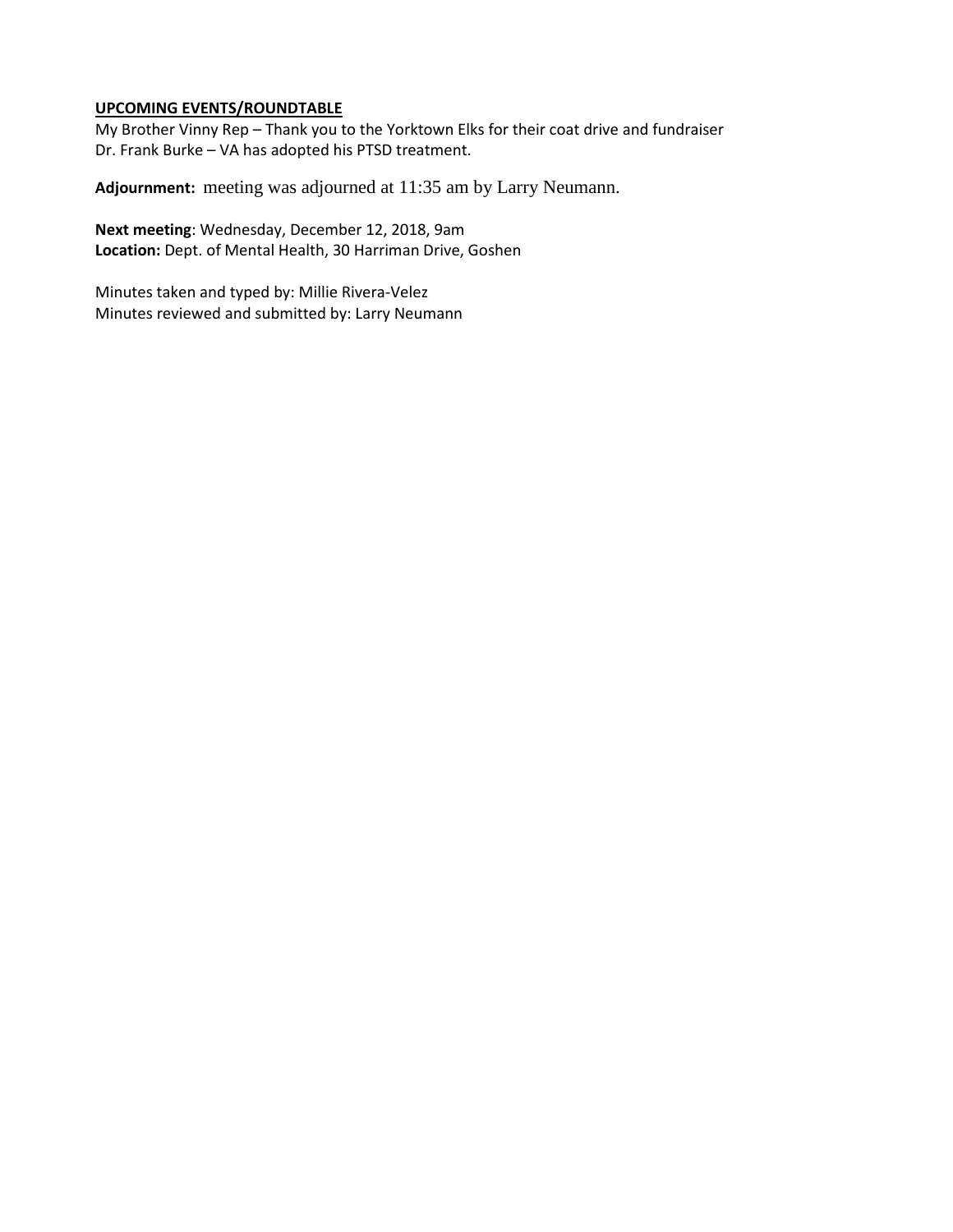**UPCOMING EVENTS/ROUNDTABLE**

My Brother Vinny Rep – Thank you to the Yorktown Elks for their coat drive and fundraiser
Dr. Frank Burke – VA has adopted his PTSD treatment.

**Adjournment:** meeting was adjourned at 11:35 am by Larry Neumann.

**Next meeting**: Wednesday, December 12, 2018, 9am
**Location:** Dept. of Mental Health, 30 Harriman Drive, Goshen

Minutes taken and typed by: Millie Rivera-Velez
Minutes reviewed and submitted by: Larry Neumann